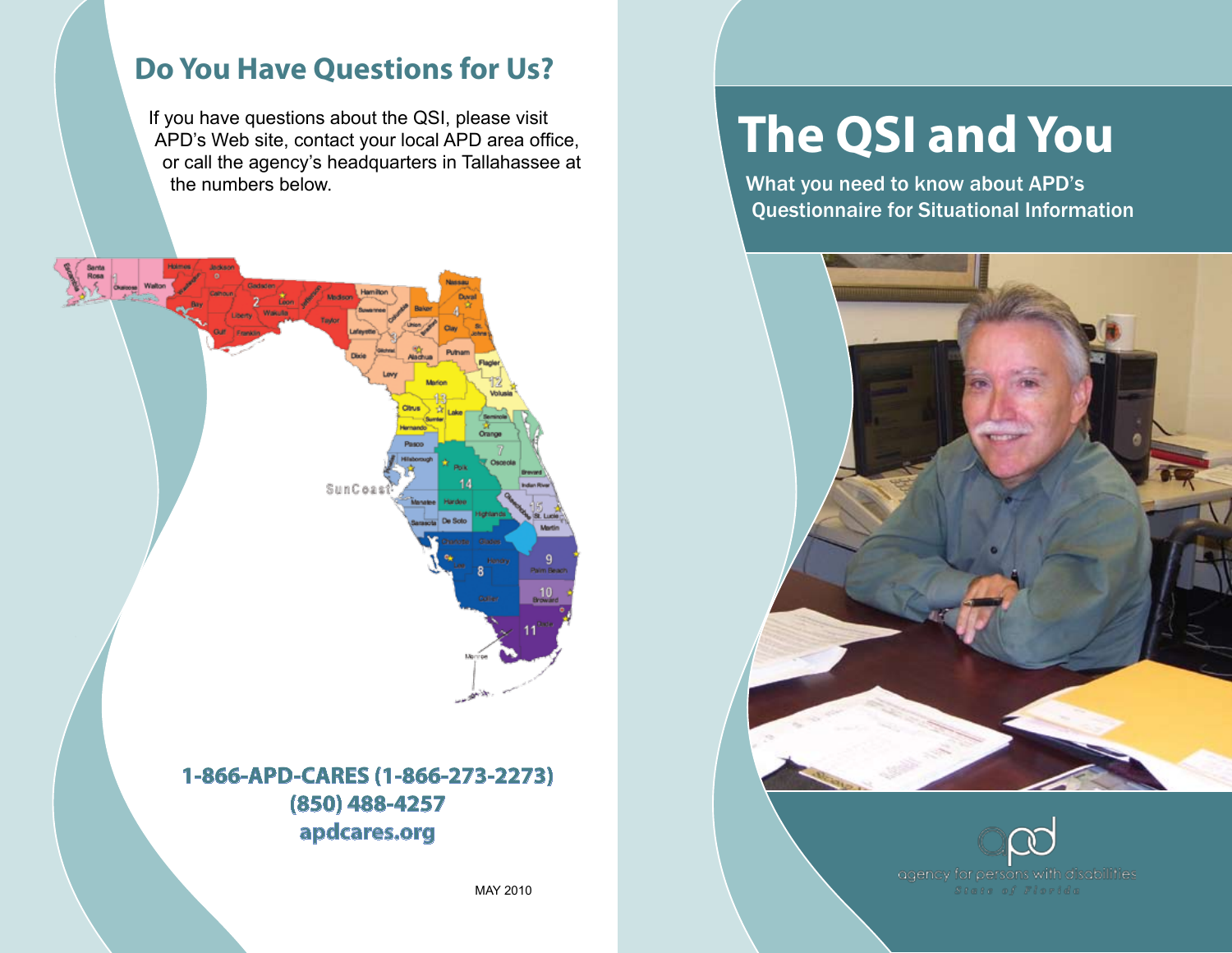## Do You Have Questions for Us?

If you have questions about the QSI, please visit APD's Web site, contact your local APD area office, or call the agency's headquarters in Tallahassee at the numbers below.

**1-866-APD-CARES (1-866-273-2273)**
**(850) 488-4257**
**apdcares.org**

MAY 2010

# The QSI and You

What you need to know about APD's Questionnaire for Situational Information

agency for persons with disabilities
State of Florida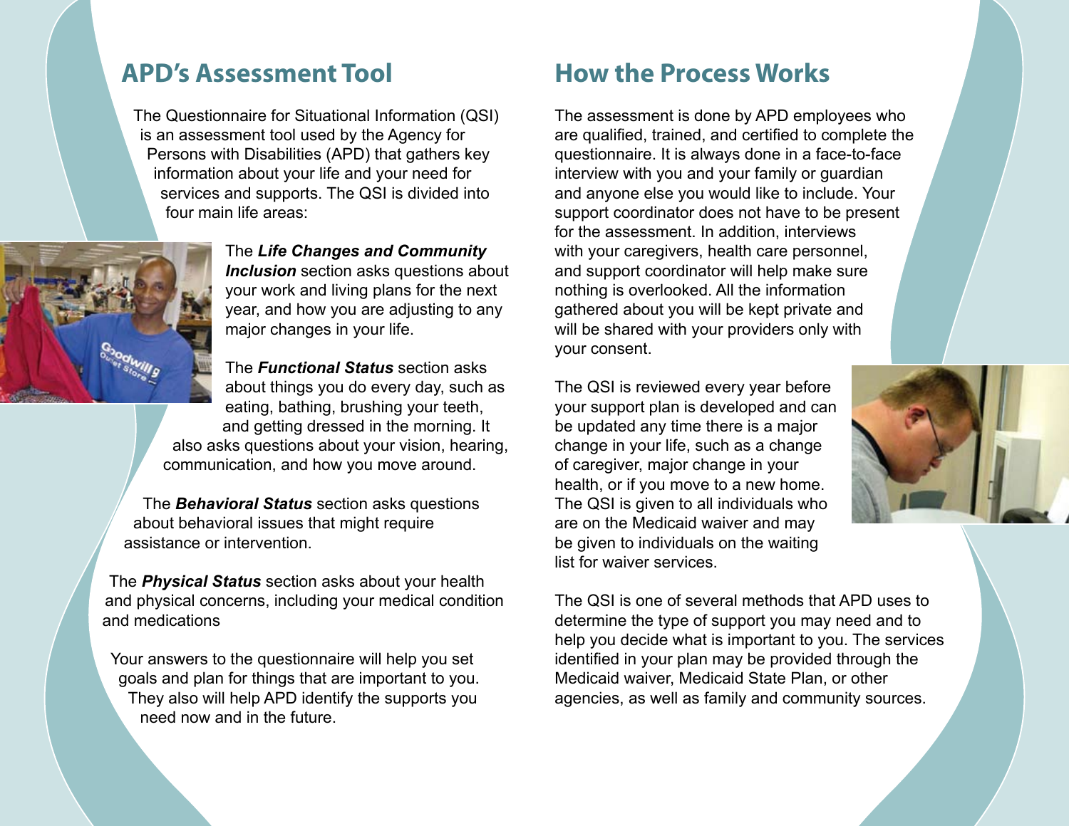## APD's Assessment Tool

The Questionnaire for Situational Information (QSI) is an assessment tool used by the Agency for Persons with Disabilities (APD) that gathers key information about your life and your need for services and supports. The QSI is divided into four main life areas:

The ***Life Changes and Community Inclusion*** section asks questions about your work and living plans for the next year, and how you are adjusting to any major changes in your life.

The ***Functional Status*** section asks about things you do every day, such as eating, bathing, brushing your teeth, and getting dressed in the morning. It also asks questions about your vision, hearing, communication, and how you move around.

The ***Behavioral Status*** section asks questions about behavioral issues that might require assistance or intervention.

The ***Physical Status*** section asks about your health and physical concerns, including your medical condition and medications

Your answers to the questionnaire will help you set goals and plan for things that are important to you. They also will help APD identify the supports you need now and in the future.

## How the Process Works

The assessment is done by APD employees who are qualified, trained, and certified to complete the questionnaire. It is always done in a face-to-face interview with you and your family or guardian and anyone else you would like to include. Your support coordinator does not have to be present for the assessment. In addition, interviews with your caregivers, health care personnel, and support coordinator will help make sure nothing is overlooked. All the information gathered about you will be kept private and will be shared with your providers only with your consent.

The QSI is reviewed every year before your support plan is developed and can be updated any time there is a major change in your life, such as a change of caregiver, major change in your health, or if you move to a new home. The QSI is given to all individuals who are on the Medicaid waiver and may be given to individuals on the waiting list for waiver services.

The QSI is one of several methods that APD uses to determine the type of support you may need and to help you decide what is important to you. The services identified in your plan may be provided through the Medicaid waiver, Medicaid State Plan, or other agencies, as well as family and community sources.